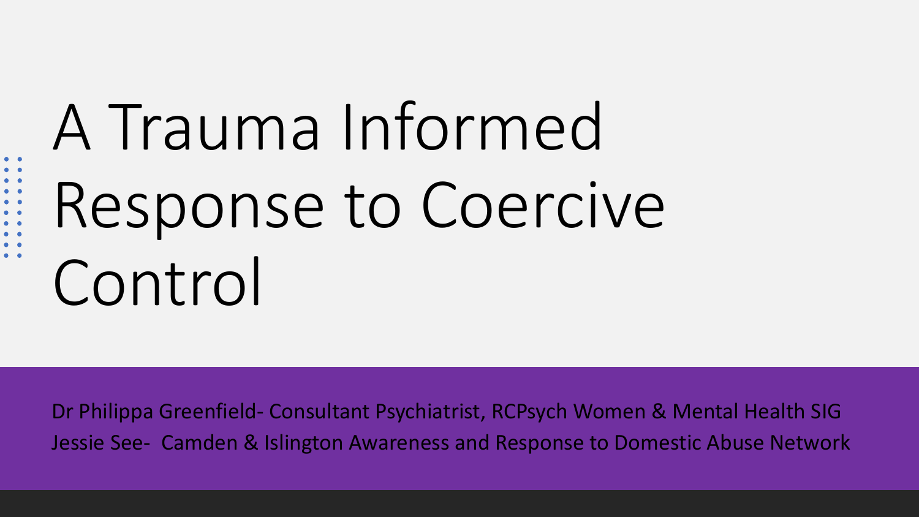# A Trauma Informed Response to Coercive Control

Dr Philippa Greenfield- Consultant Psychiatrist, RCPsych Women & Mental Health SIG

Jessie See- Camden & Islington Awareness and Response to Domestic Abuse Network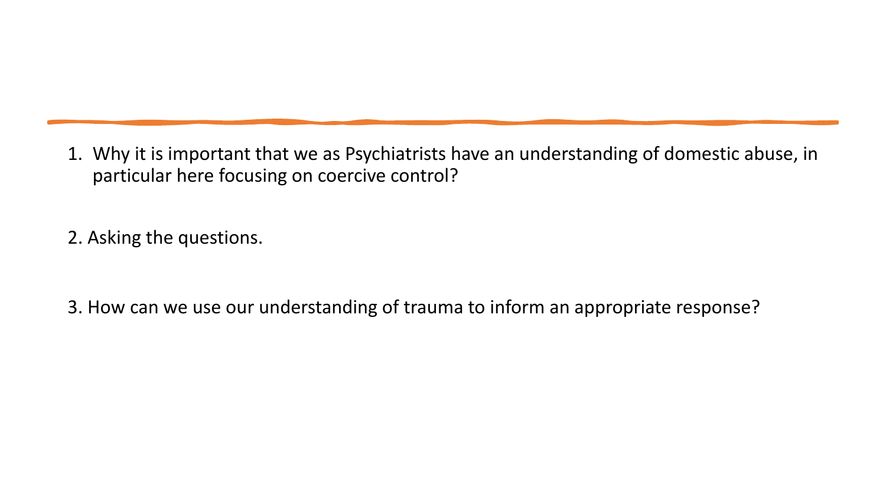1. Why it is important that we as Psychiatrists have an understanding of domestic abuse, in particular here focusing on coercive control?

2. Asking the questions.

3. How can we use our understanding of trauma to inform an appropriate response?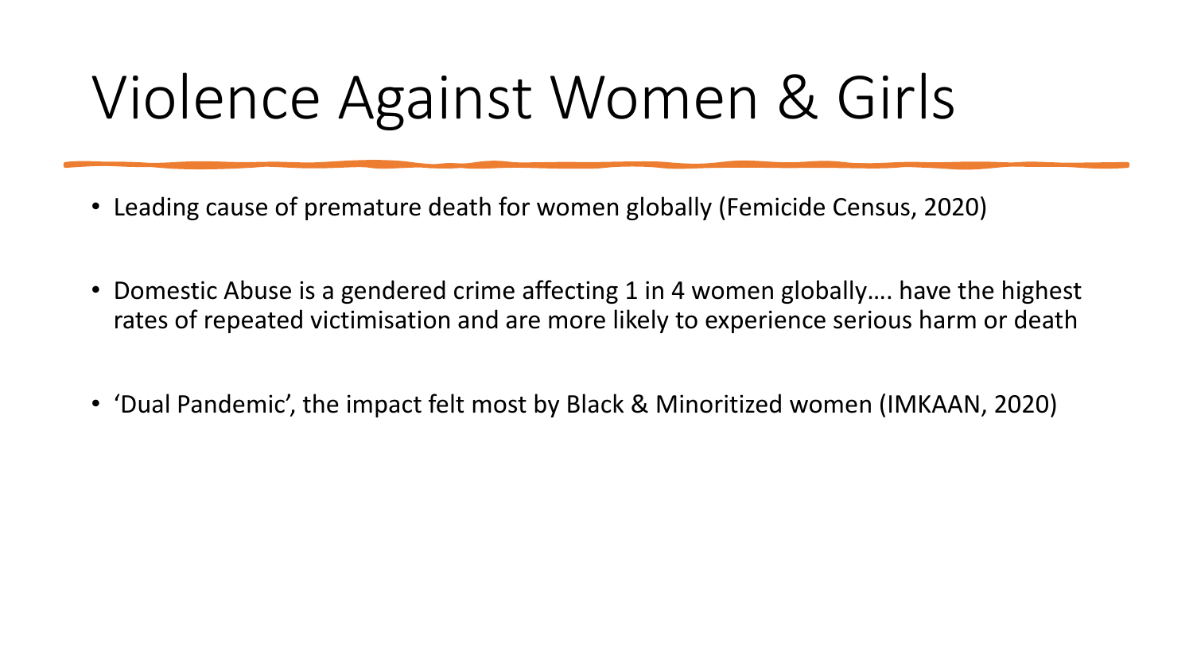# Violence Against Women & Girls

- Leading cause of premature death for women globally (Femicide Census, 2020)

- Domestic Abuse is a gendered crime affecting 1 in 4 women globally…. have the highest rates of repeated victimisation and are more likely to experience serious harm or death

- 'Dual Pandemic', the impact felt most by Black & Minoritized women (IMKAAN, 2020)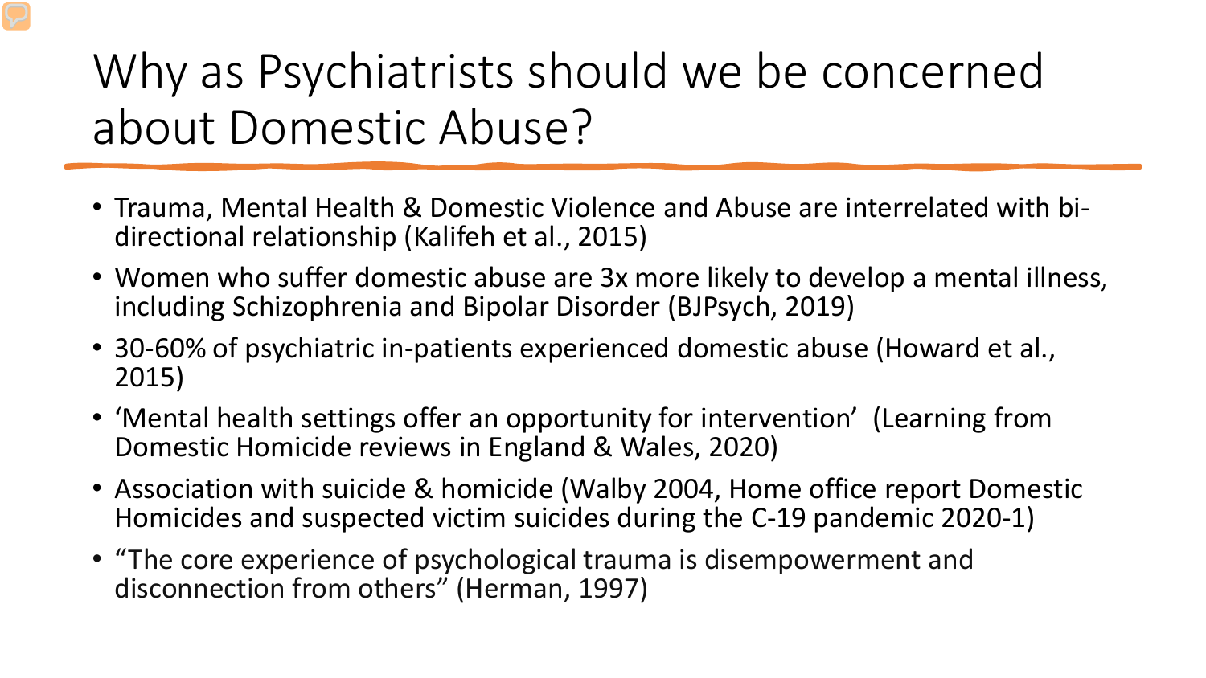# Why as Psychiatrists should we be concerned about Domestic Abuse?

- Trauma, Mental Health & Domestic Violence and Abuse are interrelated with bi-directional relationship (Kalifeh et al., 2015)
- Women who suffer domestic abuse are 3x more likely to develop a mental illness, including Schizophrenia and Bipolar Disorder (BJPsych, 2019)
- 30-60% of psychiatric in-patients experienced domestic abuse (Howard et al., 2015)
- 'Mental health settings offer an opportunity for intervention' (Learning from Domestic Homicide reviews in England & Wales, 2020)
- Association with suicide & homicide (Walby 2004, Home office report Domestic Homicides and suspected victim suicides during the C-19 pandemic 2020-1)
- "The core experience of psychological trauma is disempowerment and disconnection from others" (Herman, 1997)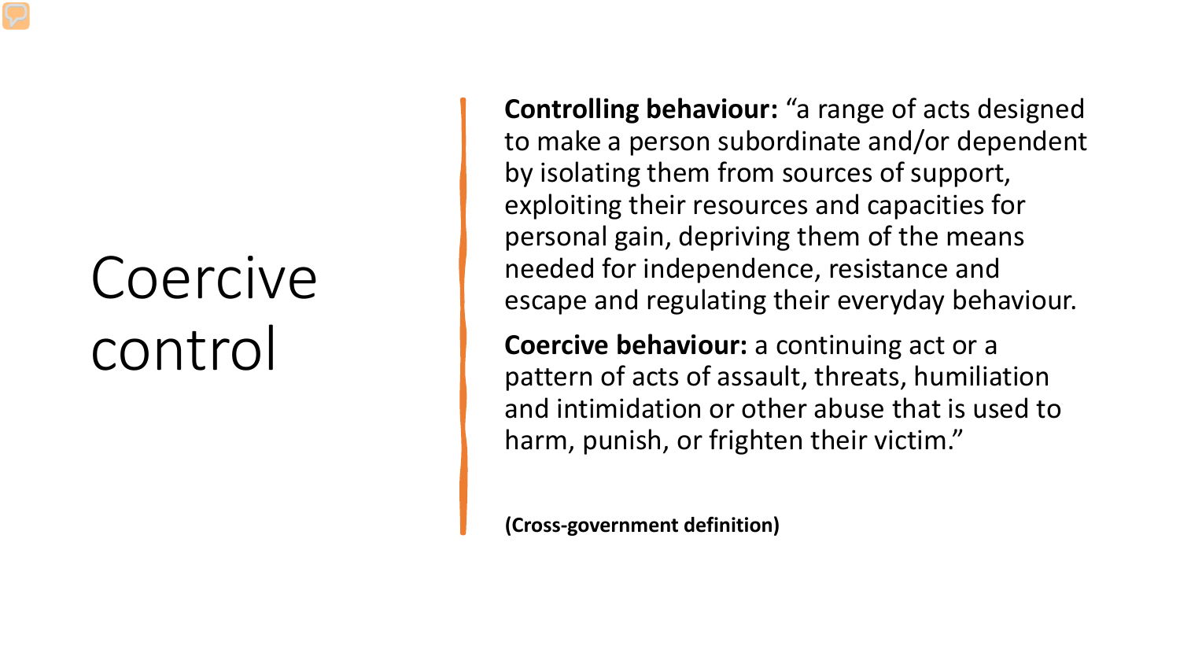# Coercive control

**Controlling behaviour:** "a range of acts designed to make a person subordinate and/or dependent by isolating them from sources of support, exploiting their resources and capacities for personal gain, depriving them of the means needed for independence, resistance and escape and regulating their everyday behaviour.

**Coercive behaviour:** a continuing act or a pattern of acts of assault, threats, humiliation and intimidation or other abuse that is used to harm, punish, or frighten their victim."

**(Cross-government definition)**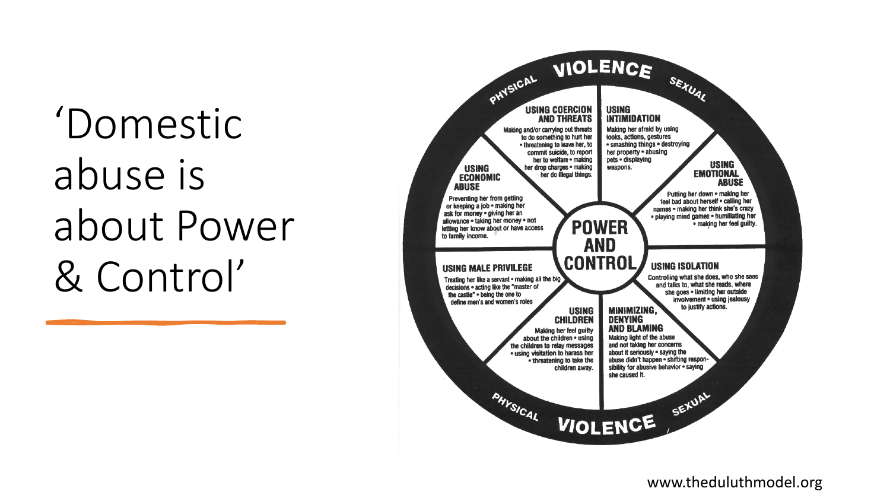# 'Domestic abuse is about Power & Control'

## PHYSICAL VIOLENCE SEXUAL

### POWER AND CONTROL

**USING COERCION AND THREATS**
Making and/or carrying out threats to do something to hurt her • threatening to leave her, to commit suicide, to report her to welfare • making her drop charges • making her do illegal things.

**USING INTIMIDATION**
Making her afraid by using looks, actions, gestures • smashing things • destroying her property • abusing pets • displaying weapons.

**USING EMOTIONAL ABUSE**
Putting her down • making her feel bad about herself • calling her names • making her think she's crazy • playing mind games • humiliating her • making her feel guilty.

**USING ISOLATION**
Controlling what she does, who she sees and talks to, what she reads, where she goes • limiting her outside involvement • using jealousy to justify actions.

**MINIMIZING, DENYING AND BLAMING**
Making light of the abuse and not taking her concerns about it seriously • saying the abuse didn't happen • shifting responsibility for abusive behavior • saying she caused it.

**USING CHILDREN**
Making her feel guilty about the children • using the children to relay messages • using visitation to harass her • threatening to take the children away.

**USING MALE PRIVILEGE**
Treating her like a servant • making all the big decisions • acting like the "master of the castle" • being the one to define men's and women's roles

**USING ECONOMIC ABUSE**
Preventing her from getting or keeping a job • making her ask for money • giving her an allowance • taking her money • not letting her know about or have access to family income.

## PHYSICAL VIOLENCE SEXUAL

www.theduluthmodel.org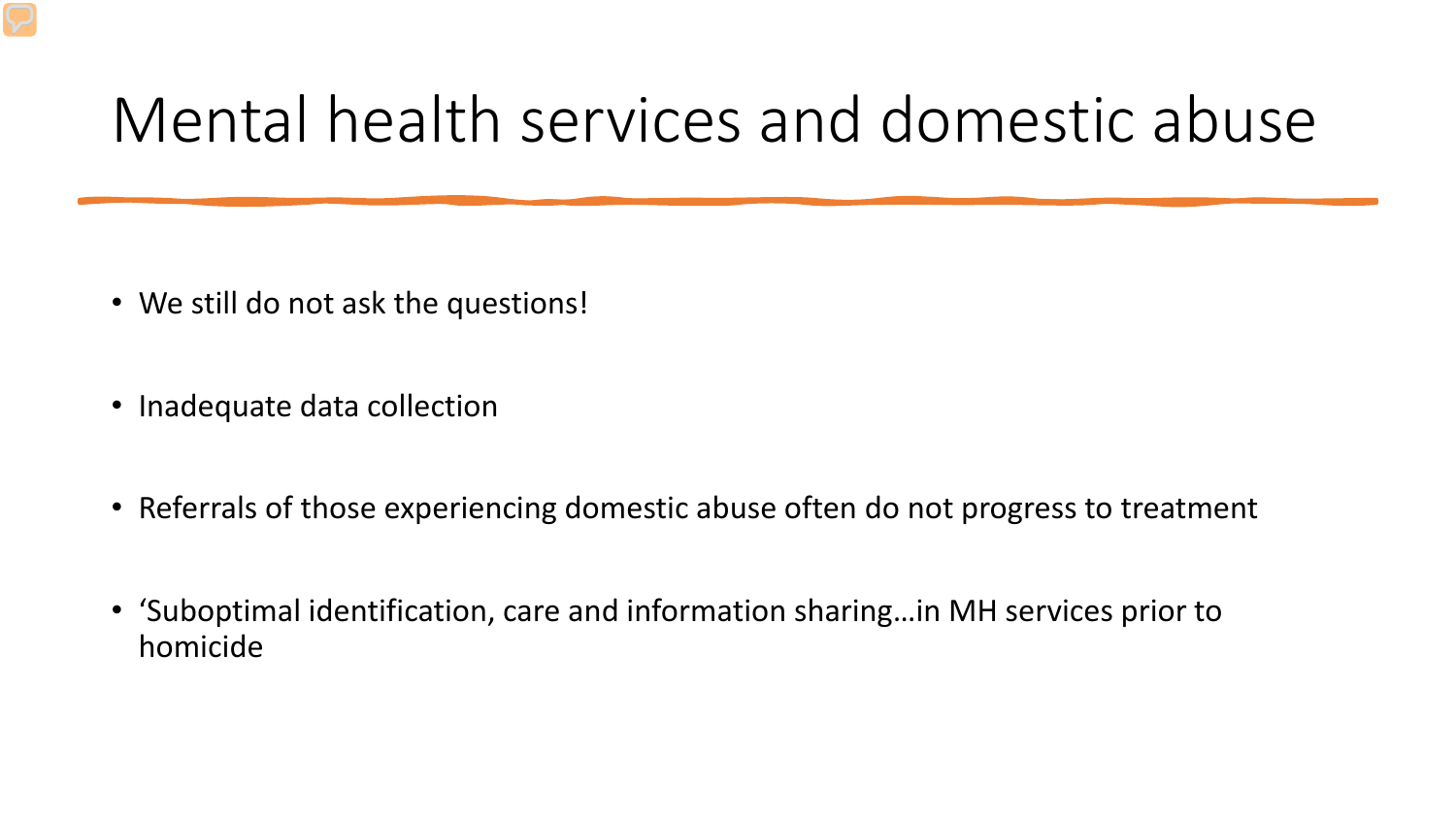# Mental health services and domestic abuse

- We still do not ask the questions!
- Inadequate data collection
- Referrals of those experiencing domestic abuse often do not progress to treatment
- 'Suboptimal identification, care and information sharing…in MH services prior to homicide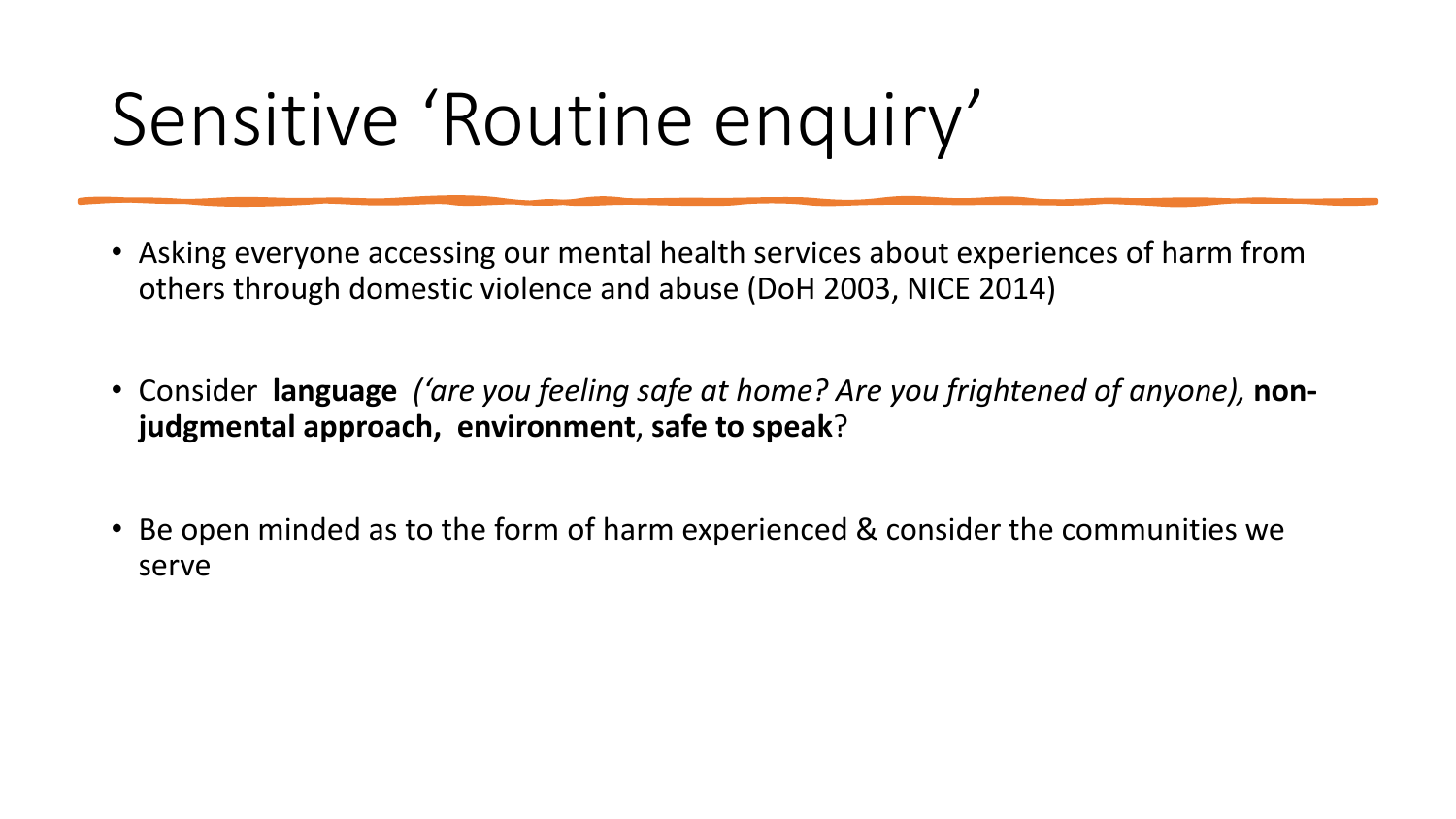# Sensitive 'Routine enquiry'

- Asking everyone accessing our mental health services about experiences of harm from others through domestic violence and abuse (DoH 2003, NICE 2014)

- Consider **language** *('are you feeling safe at home? Are you frightened of anyone),* **non-judgmental approach, environment**, **safe to speak**?

- Be open minded as to the form of harm experienced & consider the communities we serve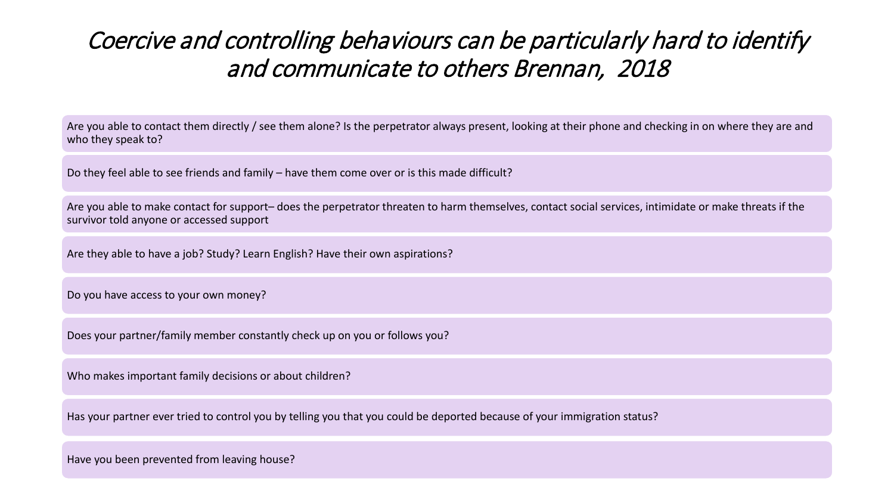# *Coercive and controlling behaviours can be particularly hard to identify and communicate to others Brennan, 2018*

- Are you able to contact them directly / see them alone? Is the perpetrator always present, looking at their phone and checking in on where they are and who they speak to?
- Do they feel able to see friends and family – have them come over or is this made difficult?
- Are you able to make contact for support– does the perpetrator threaten to harm themselves, contact social services, intimidate or make threats if the survivor told anyone or accessed support
- Are they able to have a job? Study? Learn English? Have their own aspirations?
- Do you have access to your own money?
- Does your partner/family member constantly check up on you or follows you?
- Who makes important family decisions or about children?
- Has your partner ever tried to control you by telling you that you could be deported because of your immigration status?
- Have you been prevented from leaving house?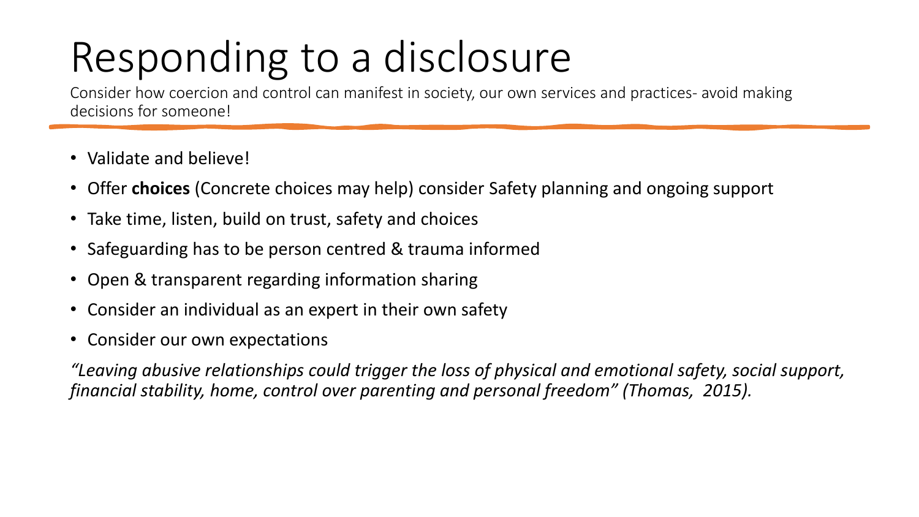# Responding to a disclosure

Consider how coercion and control can manifest in society, our own services and practices- avoid making decisions for someone!

- Validate and believe!
- Offer **choices** (Concrete choices may help) consider Safety planning and ongoing support
- Take time, listen, build on trust, safety and choices
- Safeguarding has to be person centred & trauma informed
- Open & transparent regarding information sharing
- Consider an individual as an expert in their own safety
- Consider our own expectations

*"Leaving abusive relationships could trigger the loss of physical and emotional safety, social support, financial stability, home, control over parenting and personal freedom" (Thomas, 2015).*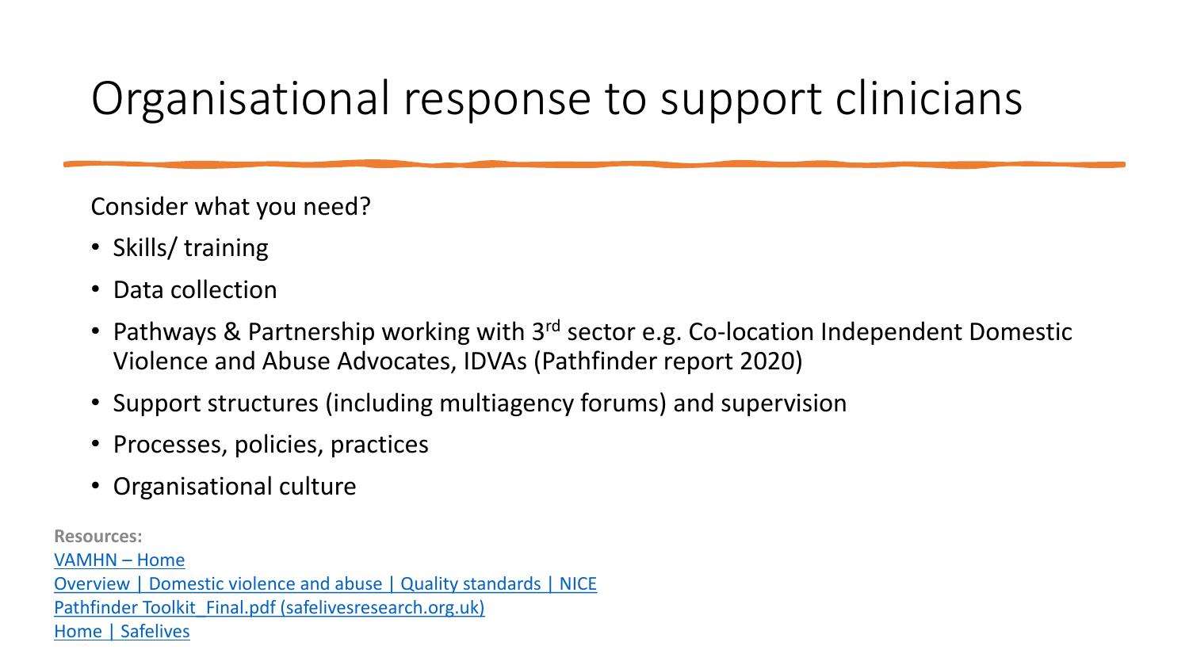# Organisational response to support clinicians

Consider what you need?

- Skills/ training
- Data collection
- Pathways & Partnership working with 3rd sector e.g. Co-location Independent Domestic Violence and Abuse Advocates, IDVAs (Pathfinder report 2020)
- Support structures (including multiagency forums) and supervision
- Processes, policies, practices
- Organisational culture

**Resources:**

VAMHN – Home

Overview | Domestic violence and abuse | Quality standards | NICE

Pathfinder Toolkit_Final.pdf (safelivesresearch.org.uk)

Home | Safelives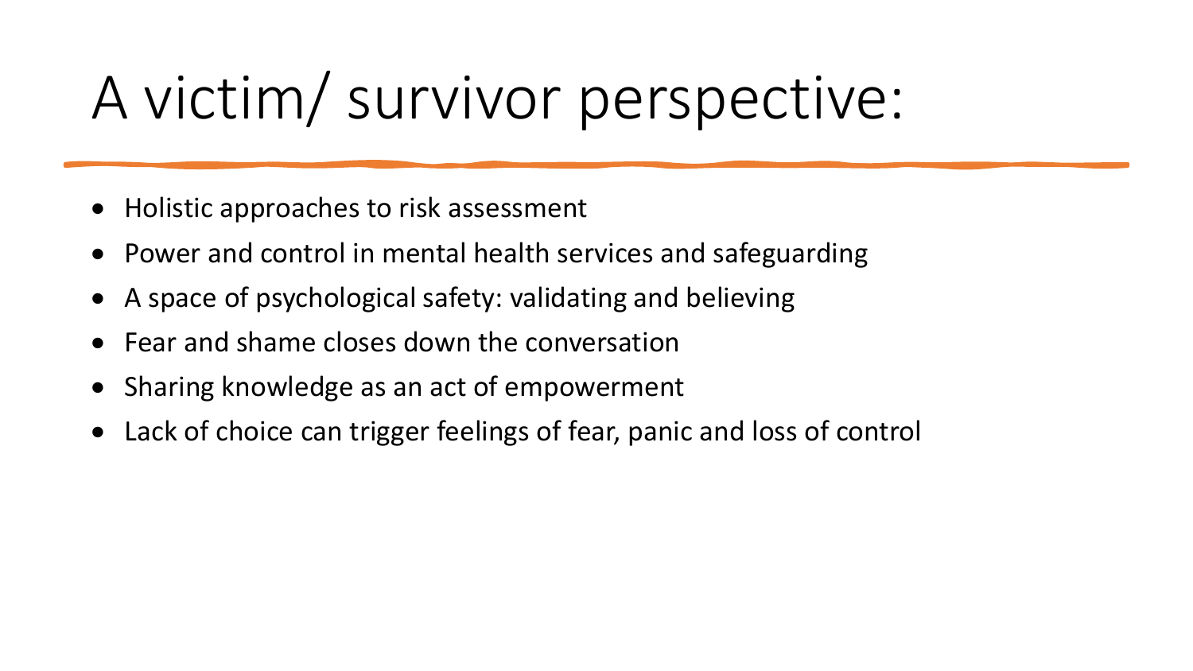# A victim/ survivor perspective:

- Holistic approaches to risk assessment
- Power and control in mental health services and safeguarding
- A space of psychological safety: validating and believing
- Fear and shame closes down the conversation
- Sharing knowledge as an act of empowerment
- Lack of choice can trigger feelings of fear, panic and loss of control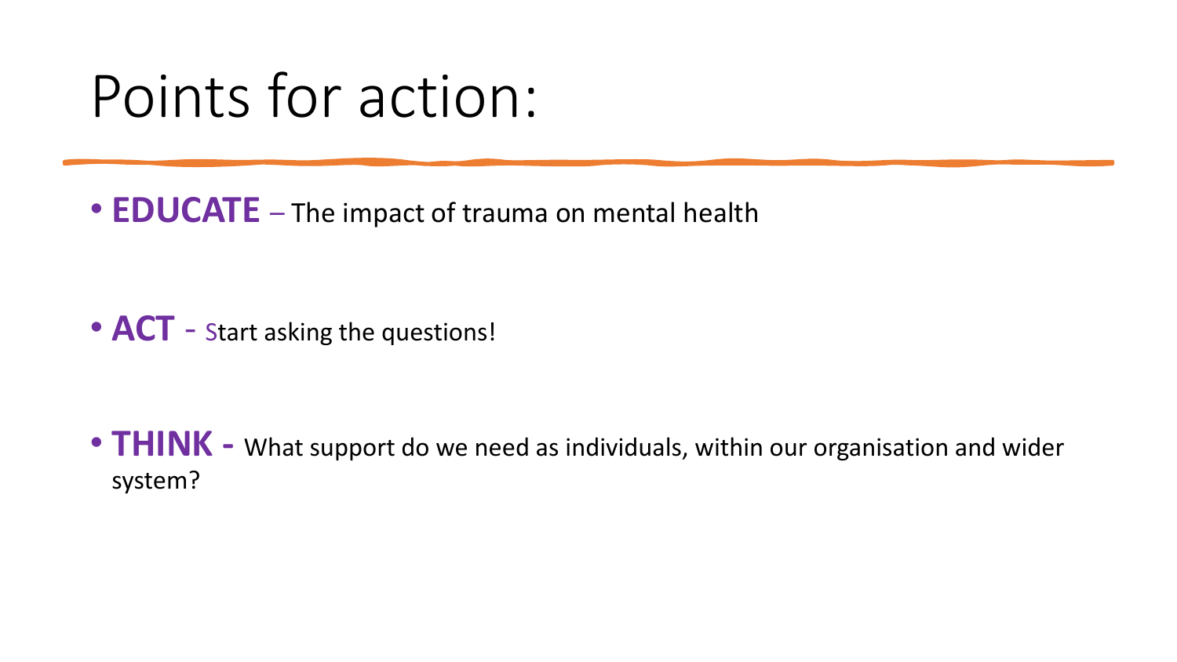# Points for action:

- **EDUCATE** – The impact of trauma on mental health
- **ACT** - Start asking the questions!
- **THINK** - What support do we need as individuals, within our organisation and wider system?